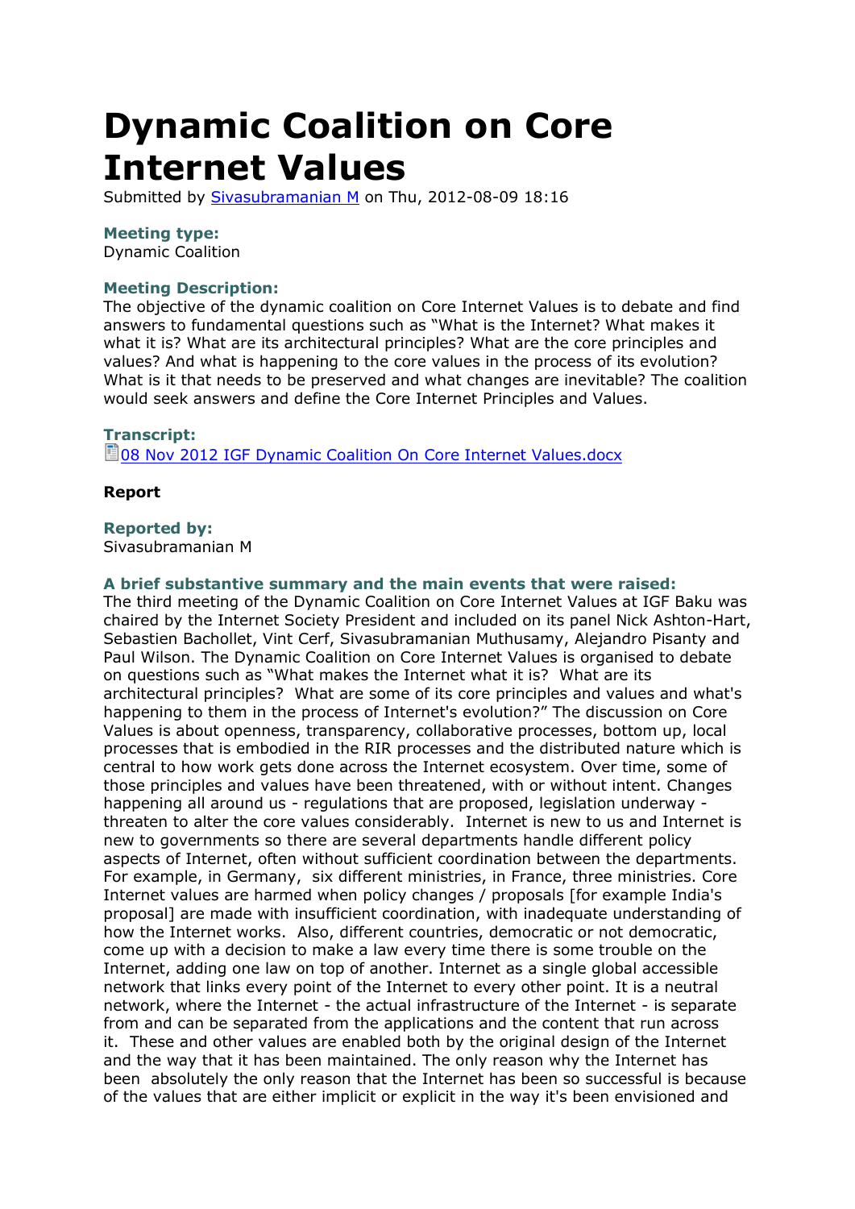# Dynamic Coalition on Core Internet Values

Submitted by Sivasubramanian M on Thu, 2012-08-09 18:16

**Meeting type:**

Dynamic Coalition

**Meeting Description:**

The objective of the dynamic coalition on Core Internet Values is to debate and find answers to fundamental questions such as “What is the Internet? What makes it what it is? What are its architectural principles? What are the core principles and values? And what is happening to the core values in the process of its evolution? What is it that needs to be preserved and what changes are inevitable? The coalition would seek answers and define the Core Internet Principles and Values.

**Transcript:**

08 Nov 2012 IGF Dynamic Coalition On Core Internet Values.docx

**Report**

**Reported by:**

Sivasubramanian M

**A brief substantive summary and the main events that were raised:**

The third meeting of the Dynamic Coalition on Core Internet Values at IGF Baku was chaired by the Internet Society President and included on its panel Nick Ashton-Hart, Sebastien Bachollet, Vint Cerf, Sivasubramanian Muthusamy, Alejandro Pisanty and Paul Wilson. The Dynamic Coalition on Core Internet Values is organised to debate on questions such as “What makes the Internet what it is? What are its architectural principles? What are some of its core principles and values and what's happening to them in the process of Internet's evolution?” The discussion on Core Values is about openness, transparency, collaborative processes, bottom up, local processes that is embodied in the RIR processes and the distributed nature which is central to how work gets done across the Internet ecosystem. Over time, some of those principles and values have been threatened, with or without intent. Changes happening all around us - regulations that are proposed, legislation underway - threaten to alter the core values considerably. Internet is new to us and Internet is new to governments so there are several departments handle different policy aspects of Internet, often without sufficient coordination between the departments. For example, in Germany, six different ministries, in France, three ministries. Core Internet values are harmed when policy changes / proposals [for example India's proposal] are made with insufficient coordination, with inadequate understanding of how the Internet works. Also, different countries, democratic or not democratic, come up with a decision to make a law every time there is some trouble on the Internet, adding one law on top of another. Internet as a single global accessible network that links every point of the Internet to every other point. It is a neutral network, where the Internet - the actual infrastructure of the Internet - is separate from and can be separated from the applications and the content that run across it. These and other values are enabled both by the original design of the Internet and the way that it has been maintained. The only reason why the Internet has been absolutely the only reason that the Internet has been so successful is because of the values that are either implicit or explicit in the way it's been envisioned and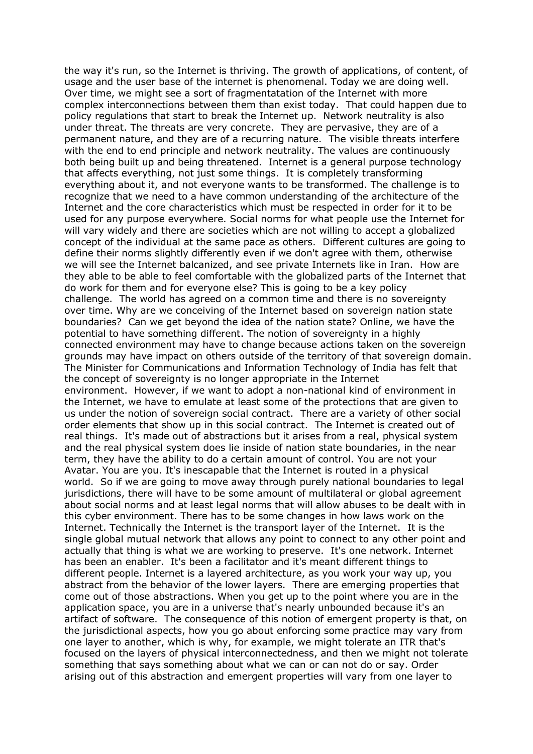the way it's run, so the Internet is thriving. The growth of applications, of content, of usage and the user base of the internet is phenomenal. Today we are doing well. Over time, we might see a sort of fragmentatation of the Internet with more complex interconnections between them than exist today. That could happen due to policy regulations that start to break the Internet up. Network neutrality is also under threat. The threats are very concrete. They are pervasive, they are of a permanent nature, and they are of a recurring nature. The visible threats interfere with the end to end principle and network neutrality. The values are continuously both being built up and being threatened. Internet is a general purpose technology that affects everything, not just some things. It is completely transforming everything about it, and not everyone wants to be transformed. The challenge is to recognize that we need to a have common understanding of the architecture of the Internet and the core characteristics which must be respected in order for it to be used for any purpose everywhere. Social norms for what people use the Internet for will vary widely and there are societies which are not willing to accept a globalized concept of the individual at the same pace as others. Different cultures are going to define their norms slightly differently even if we don't agree with them, otherwise we will see the Internet balcanized, and see private Internets like in Iran. How are they able to be able to feel comfortable with the globalized parts of the Internet that do work for them and for everyone else? This is going to be a key policy challenge. The world has agreed on a common time and there is no sovereignty over time. Why are we conceiving of the Internet based on sovereign nation state boundaries? Can we get beyond the idea of the nation state? Online, we have the potential to have something different. The notion of sovereignty in a highly connected environment may have to change because actions taken on the sovereign grounds may have impact on others outside of the territory of that sovereign domain. The Minister for Communications and Information Technology of India has felt that the concept of sovereignty is no longer appropriate in the Internet environment. However, if we want to adopt a non-national kind of environment in the Internet, we have to emulate at least some of the protections that are given to us under the notion of sovereign social contract. There are a variety of other social order elements that show up in this social contract. The Internet is created out of real things. It's made out of abstractions but it arises from a real, physical system and the real physical system does lie inside of nation state boundaries, in the near term, they have the ability to do a certain amount of control. You are not your Avatar. You are you. It's inescapable that the Internet is routed in a physical world. So if we are going to move away through purely national boundaries to legal jurisdictions, there will have to be some amount of multilateral or global agreement about social norms and at least legal norms that will allow abuses to be dealt with in this cyber environment. There has to be some changes in how laws work on the Internet. Technically the Internet is the transport layer of the Internet. It is the single global mutual network that allows any point to connect to any other point and actually that thing is what we are working to preserve. It's one network. Internet has been an enabler. It's been a facilitator and it's meant different things to different people. Internet is a layered architecture, as you work your way up, you abstract from the behavior of the lower layers. There are emerging properties that come out of those abstractions. When you get up to the point where you are in the application space, you are in a universe that's nearly unbounded because it's an artifact of software. The consequence of this notion of emergent property is that, on the jurisdictional aspects, how you go about enforcing some practice may vary from one layer to another, which is why, for example, we might tolerate an ITR that's focused on the layers of physical interconnectedness, and then we might not tolerate something that says something about what we can or can not do or say. Order arising out of this abstraction and emergent properties will vary from one layer to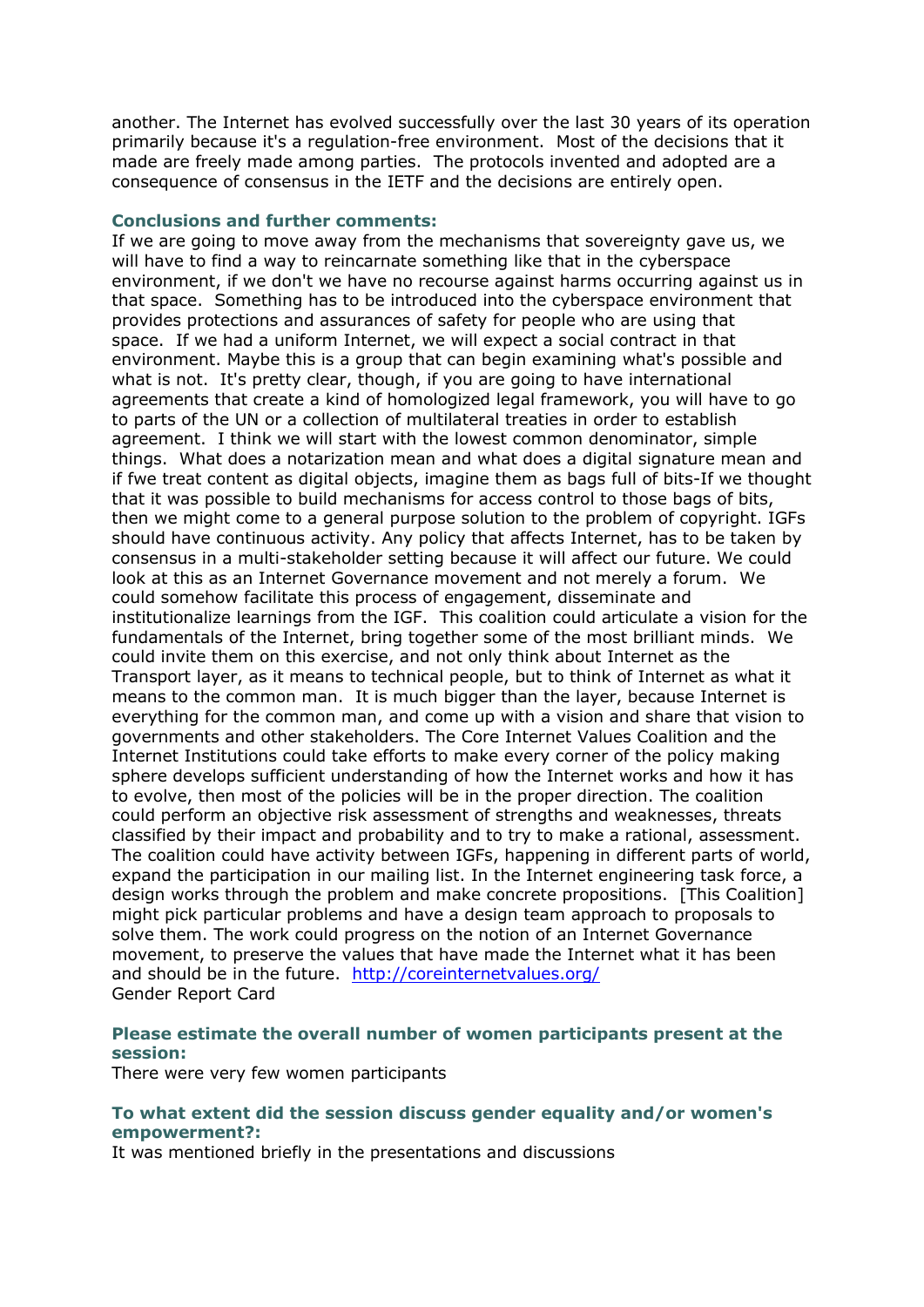another. The Internet has evolved successfully over the last 30 years of its operation primarily because it's a regulation-free environment. Most of the decisions that it made are freely made among parties. The protocols invented and adopted are a consequence of consensus in the IETF and the decisions are entirely open.

**Conclusions and further comments:**

If we are going to move away from the mechanisms that sovereignty gave us, we will have to find a way to reincarnate something like that in the cyberspace environment, if we don't we have no recourse against harms occurring against us in that space. Something has to be introduced into the cyberspace environment that provides protections and assurances of safety for people who are using that space. If we had a uniform Internet, we will expect a social contract in that environment. Maybe this is a group that can begin examining what's possible and what is not. It's pretty clear, though, if you are going to have international agreements that create a kind of homologized legal framework, you will have to go to parts of the UN or a collection of multilateral treaties in order to establish agreement. I think we will start with the lowest common denominator, simple things. What does a notarization mean and what does a digital signature mean and if fwe treat content as digital objects, imagine them as bags full of bits-If we thought that it was possible to build mechanisms for access control to those bags of bits, then we might come to a general purpose solution to the problem of copyright. IGFs should have continuous activity. Any policy that affects Internet, has to be taken by consensus in a multi-stakeholder setting because it will affect our future. We could look at this as an Internet Governance movement and not merely a forum. We could somehow facilitate this process of engagement, disseminate and institutionalize learnings from the IGF. This coalition could articulate a vision for the fundamentals of the Internet, bring together some of the most brilliant minds. We could invite them on this exercise, and not only think about Internet as the Transport layer, as it means to technical people, but to think of Internet as what it means to the common man. It is much bigger than the layer, because Internet is everything for the common man, and come up with a vision and share that vision to governments and other stakeholders. The Core Internet Values Coalition and the Internet Institutions could take efforts to make every corner of the policy making sphere develops sufficient understanding of how the Internet works and how it has to evolve, then most of the policies will be in the proper direction. The coalition could perform an objective risk assessment of strengths and weaknesses, threats classified by their impact and probability and to try to make a rational, assessment. The coalition could have activity between IGFs, happening in different parts of world, expand the participation in our mailing list. In the Internet engineering task force, a design works through the problem and make concrete propositions. [This Coalition] might pick particular problems and have a design team approach to proposals to solve them. The work could progress on the notion of an Internet Governance movement, to preserve the values that have made the Internet what it has been and should be in the future. http://coreinternetvalues.org/

Gender Report Card

**Please estimate the overall number of women participants present at the session:**

There were very few women participants

**To what extent did the session discuss gender equality and/or women's empowerment?:**

It was mentioned briefly in the presentations and discussions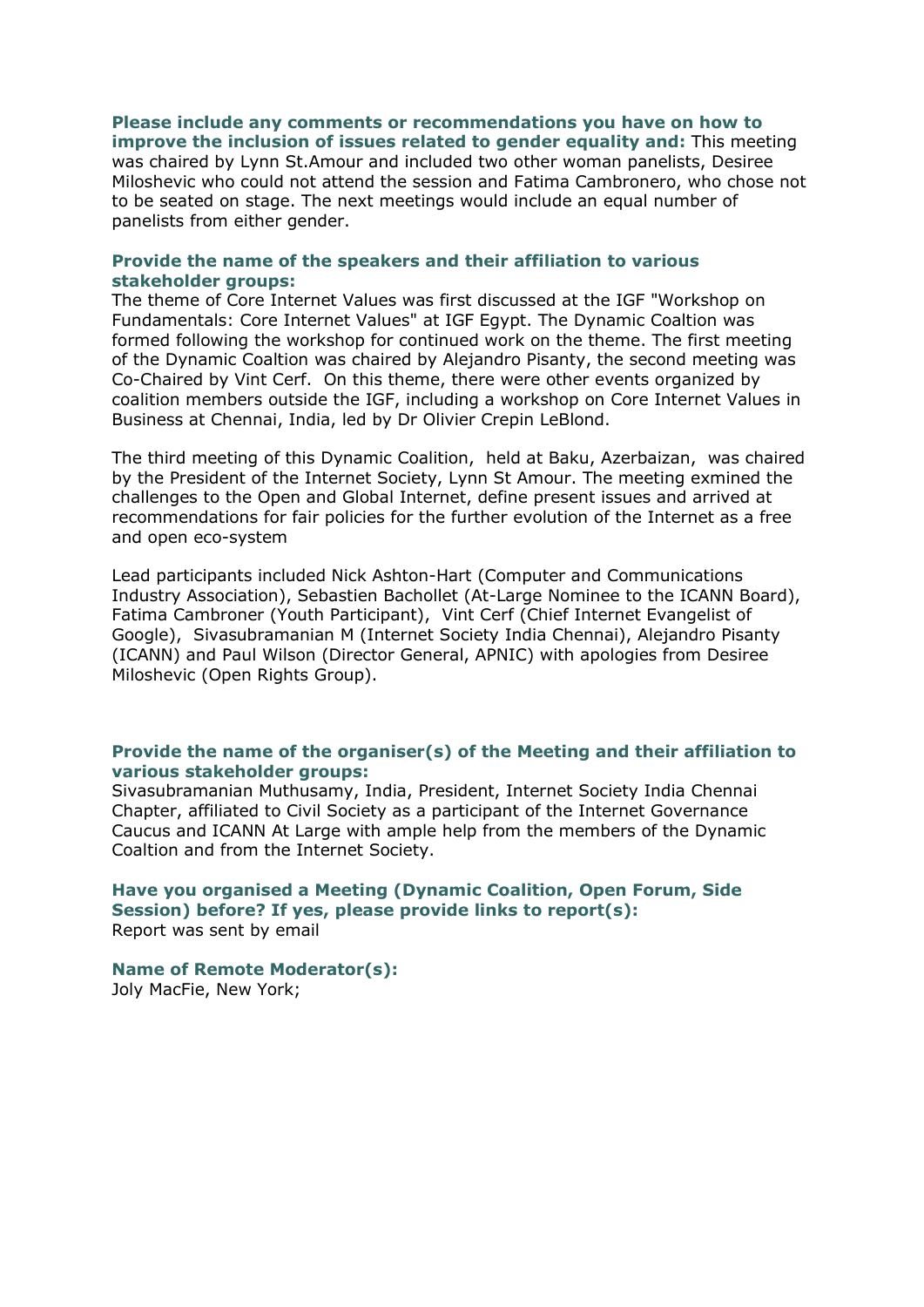**Please include any comments or recommendations you have on how to improve the inclusion of issues related to gender equality and:** This meeting was chaired by Lynn St.Amour and included two other woman panelists, Desiree Miloshevic who could not attend the session and Fatima Cambronero, who chose not to be seated on stage. The next meetings would include an equal number of panelists from either gender.

**Provide the name of the speakers and their affiliation to various stakeholder groups:**
The theme of Core Internet Values was first discussed at the IGF "Workshop on Fundamentals: Core Internet Values" at IGF Egypt. The Dynamic Coaltion was formed following the workshop for continued work on the theme. The first meeting of the Dynamic Coaltion was chaired by Alejandro Pisanty, the second meeting was Co-Chaired by Vint Cerf. On this theme, there were other events organized by coalition members outside the IGF, including a workshop on Core Internet Values in Business at Chennai, India, led by Dr Olivier Crepin LeBlond.

The third meeting of this Dynamic Coalition, held at Baku, Azerbaizan, was chaired by the President of the Internet Society, Lynn St Amour. The meeting exmined the challenges to the Open and Global Internet, define present issues and arrived at recommendations for fair policies for the further evolution of the Internet as a free and open eco-system

Lead participants included Nick Ashton-Hart (Computer and Communications Industry Association), Sebastien Bachollet (At-Large Nominee to the ICANN Board), Fatima Cambroner (Youth Participant), Vint Cerf (Chief Internet Evangelist of Google), Sivasubramanian M (Internet Society India Chennai), Alejandro Pisanty (ICANN) and Paul Wilson (Director General, APNIC) with apologies from Desiree Miloshevic (Open Rights Group).

**Provide the name of the organiser(s) of the Meeting and their affiliation to various stakeholder groups:**
Sivasubramanian Muthusamy, India, President, Internet Society India Chennai Chapter, affiliated to Civil Society as a participant of the Internet Governance Caucus and ICANN At Large with ample help from the members of the Dynamic Coaltion and from the Internet Society.

**Have you organised a Meeting (Dynamic Coalition, Open Forum, Side Session) before? If yes, please provide links to report(s):**
Report was sent by email

**Name of Remote Moderator(s):**
Joly MacFie, New York;